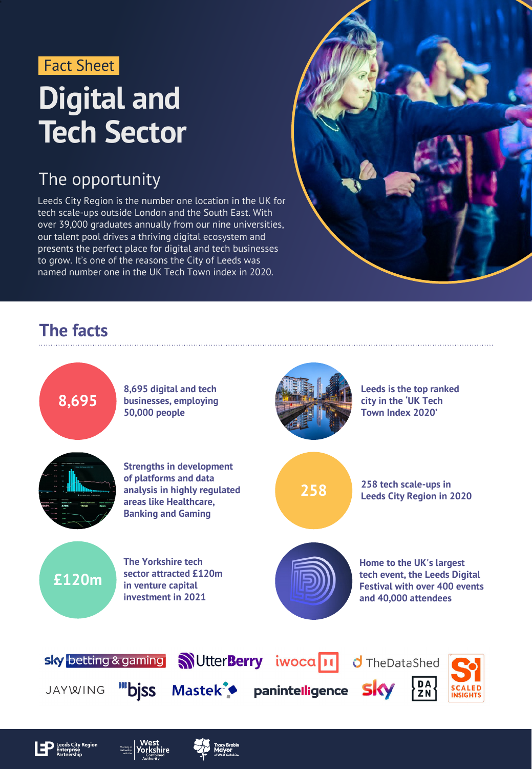Fact Sheet

# Digital and Tech Sector

## The opportunity

Leeds City Region is the number one location in the UK for tech scale-ups outside London and the South East. With over 39,000 graduates annually from our nine universities, our talent pool drives a thriving digital ecosystem and presents the perfect place for digital and tech businesses to grow. It's one of the reasons the City of Leeds was named number one in the UK Tech Town index in 2020.

## The facts

**8,695**

**8,695 digital and tech businesses, employing 50,000 people**

**Leeds is the top ranked city in the 'UK Tech Town Index 2020'**

**Strengths in development of platforms and data analysis in highly regulated areas like Healthcare, Banking and Gaming**

**258**

**258 tech scale-ups in Leeds City Region in 2020**

**£120m**

**The Yorkshire tech sector attracted £120m in venture capital investment in 2021**

**Home to the UK's largest tech event, the Leeds Digital Festival with over 400 events and 40,000 attendees**

sky betting & gaming | UtterBerry | iwoca | TheDataShed | Scaled Insights | Jaywing | bjss | Mastek | panintelligence | sky | DAZN

Leeds City Region Enterprise Partnership | Working in partnership with the West Yorkshire Combined Authority | Tracy Brabin Mayor of West Yorkshire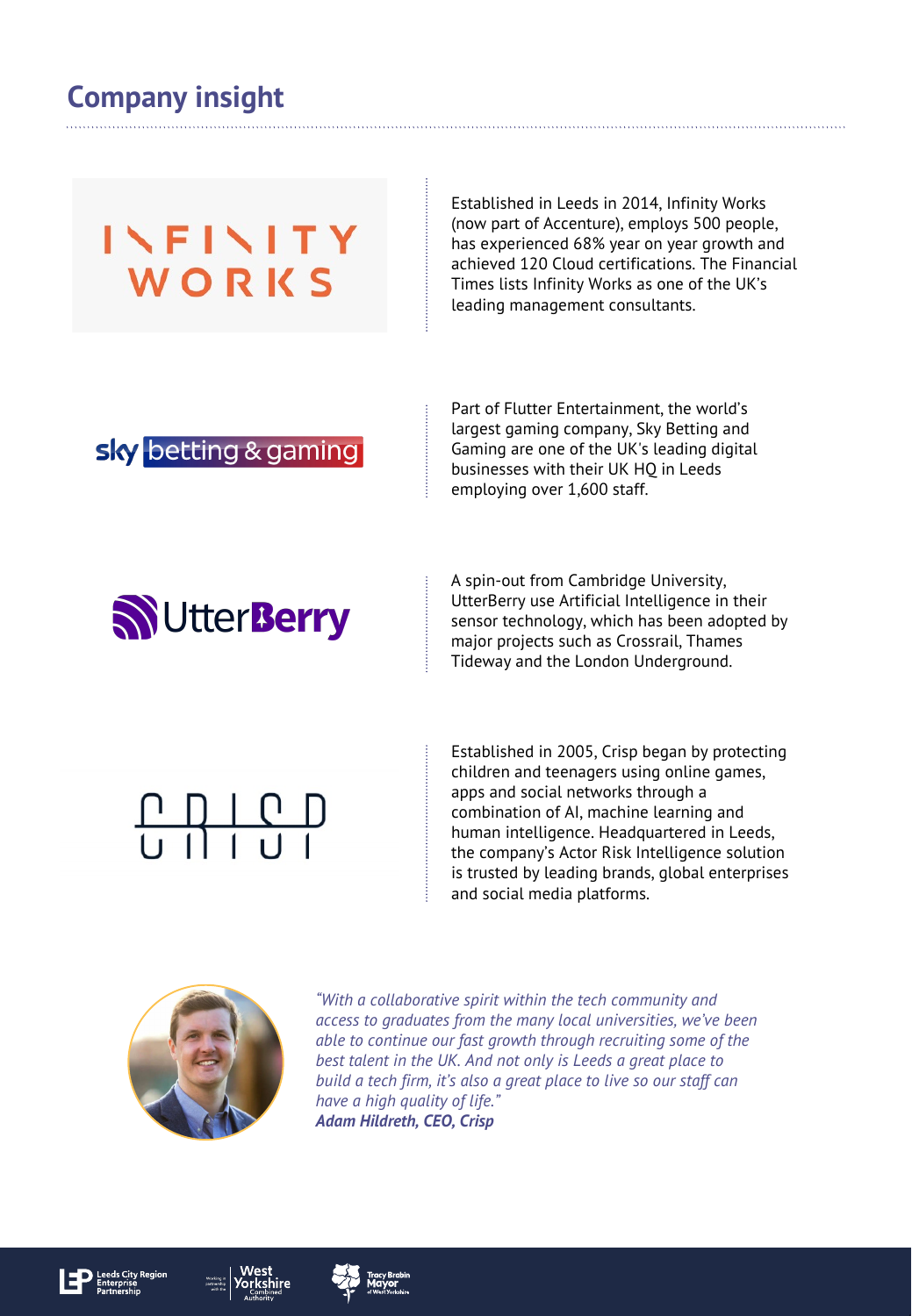## Company insight

Established in Leeds in 2014, Infinity Works (now part of Accenture), employs 500 people, has experienced 68% year on year growth and achieved 120 Cloud certifications. The Financial Times lists Infinity Works as one of the UK's leading management consultants.

Part of Flutter Entertainment, the world's largest gaming company, Sky Betting and Gaming are one of the UK's leading digital businesses with their UK HQ in Leeds employing over 1,600 staff.

A spin-out from Cambridge University, UtterBerry use Artificial Intelligence in their sensor technology, which has been adopted by major projects such as Crossrail, Thames Tideway and the London Underground.

Established in 2005, Crisp began by protecting children and teenagers using online games, apps and social networks through a combination of AI, machine learning and human intelligence. Headquartered in Leeds, the company's Actor Risk Intelligence solution is trusted by leading brands, global enterprises and social media platforms.

*"With a collaborative spirit within the tech community and access to graduates from the many local universities, we've been able to continue our fast growth through recruiting some of the best talent in the UK. And not only is Leeds a great place to build a tech firm, it's also a great place to live so our staff can have a high quality of life."*
***Adam Hildreth, CEO, Crisp***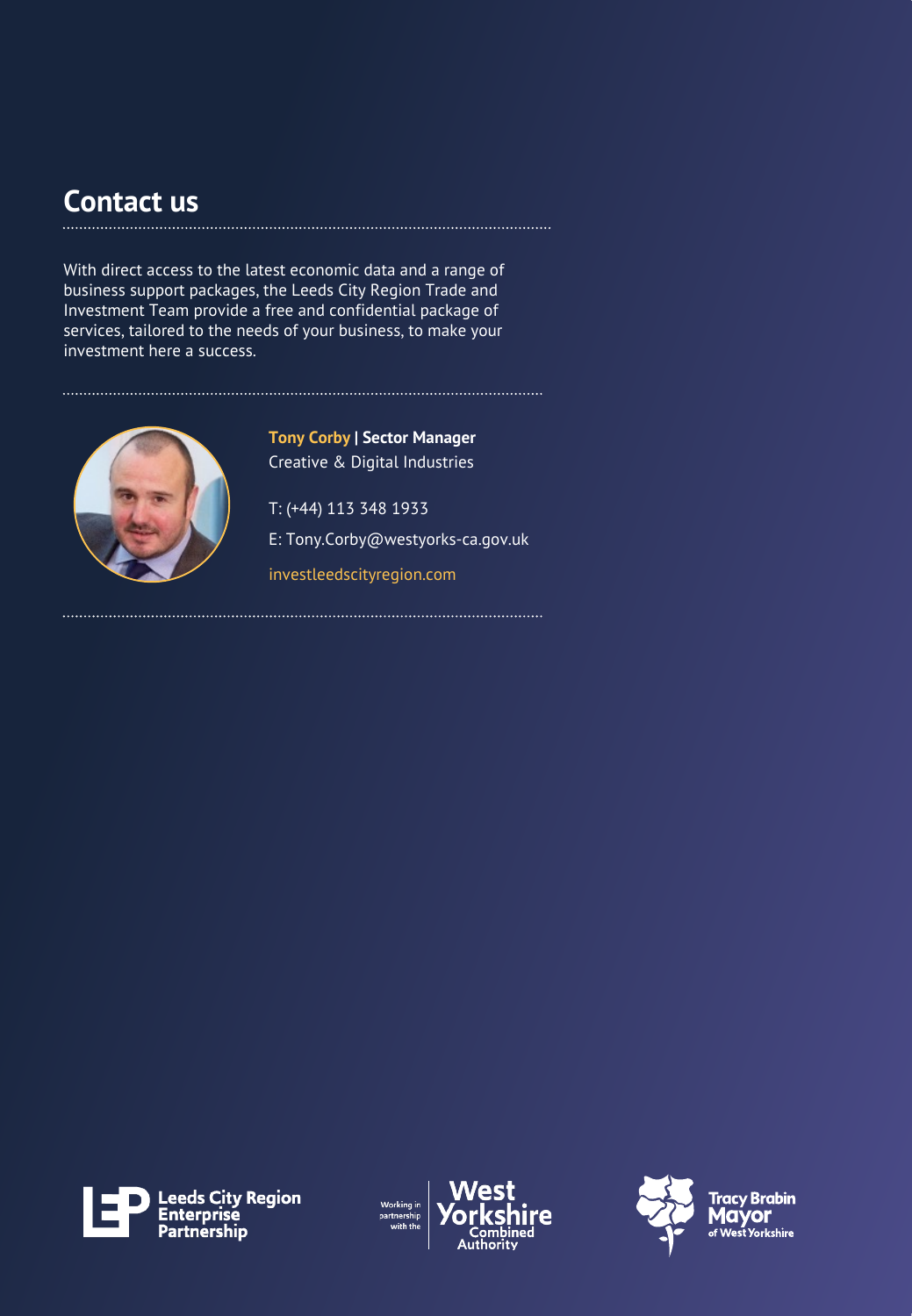## Contact us

With direct access to the latest economic data and a range of business support packages, the Leeds City Region Trade and Investment Team provide a free and confidential package of services, tailored to the needs of your business, to make your investment here a success.

**Tony Corby | Sector Manager**
Creative & Digital Industries

T: (+44) 113 348 1933

E: Tony.Corby@westyorks-ca.gov.uk

investleedscityregion.com

Leeds City Region Enterprise Partnership

Working in partnership with the West Yorkshire Combined Authority

Tracy Brabin Mayor of West Yorkshire